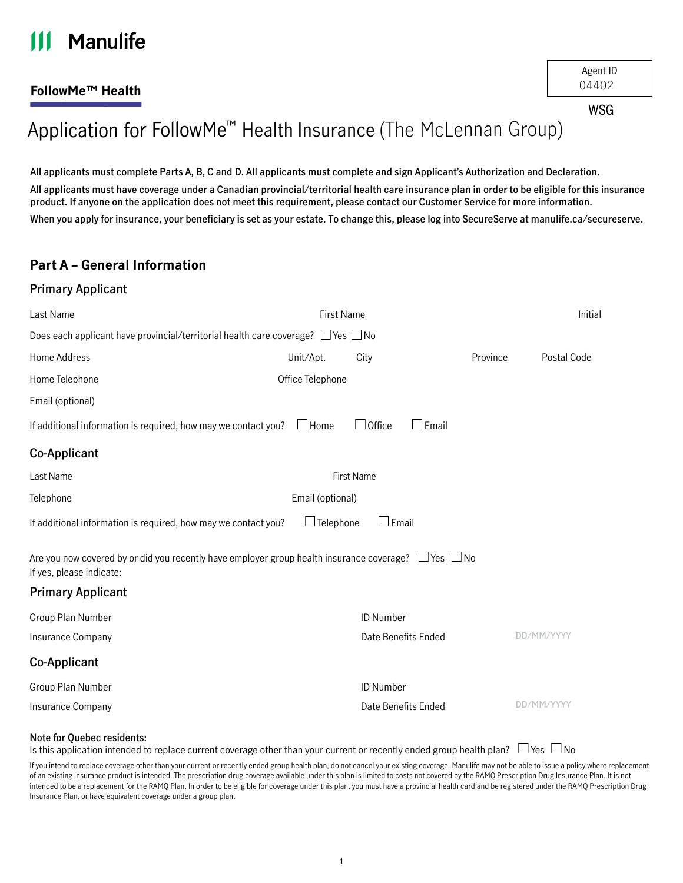Manulife

**FollowMe™ Health**

Agent ID
04402

WSG

# Application for FollowMe™ Health Insurance (The McLennan Group)

**All applicants must complete Parts A, B, C and D. All applicants must complete and sign Applicant's Authorization and Declaration.**

**All applicants must have coverage under a Canadian provincial/territorial health care insurance plan in order to be eligible for this insurance product. If anyone on the application does not meet this requirement, please contact our Customer Service for more information.**

**When you apply for insurance, your beneficiary is set as your estate. To change this, please log into SecureServe at manulife.ca/secureserve.**

## Part A – General Information

### Primary Applicant

Last Name First Name Initial

Does each applicant have provincial/territorial health care coverage? ☐ Yes ☐ No

Home Address Unit/Apt. City Province Postal Code

Home Telephone Office Telephone

Email (optional)

If additional information is required, how may we contact you? ☐ Home ☐ Office ☐ Email

### Co-Applicant

Last Name First Name

Telephone Email (optional)

If additional information is required, how may we contact you? ☐ Telephone ☐ Email

Are you now covered by or did you recently have employer group health insurance coverage? ☐ Yes ☐ No
If yes, please indicate:

### Primary Applicant

Group Plan Number ID Number

Insurance Company Date Benefits Ended DD/MM/YYYY

### Co-Applicant

Group Plan Number ID Number

Insurance Company Date Benefits Ended DD/MM/YYYY

**Note for Quebec residents:**
Is this application intended to replace current coverage other than your current or recently ended group health plan? ☐ Yes ☐ No

If you intend to replace coverage other than your current or recently ended group health plan, do not cancel your existing coverage. Manulife may not be able to issue a policy where replacement of an existing insurance product is intended. The prescription drug coverage available under this plan is limited to costs not covered by the RAMQ Prescription Drug Insurance Plan. It is not intended to be a replacement for the RAMQ Plan. In order to be eligible for coverage under this plan, you must have a provincial health card and be registered under the RAMQ Prescription Drug Insurance Plan, or have equivalent coverage under a group plan.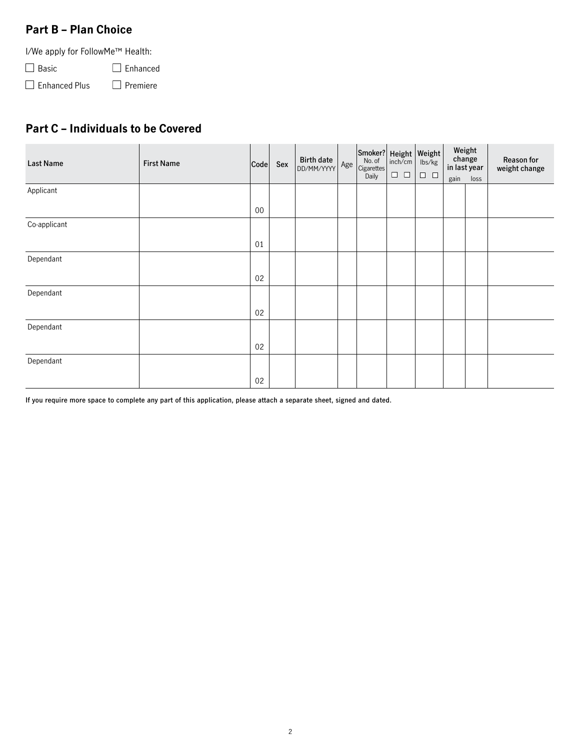## Part B – Plan Choice

I/We apply for FollowMe™ Health:

☐ Basic ☐ Enhanced

☐ Enhanced Plus ☐ Premiere

## Part C – Individuals to be Covered

| Last Name | First Name | Code | Sex | Birth date DD/MM/YYYY | Age | Smoker? No. of Cigarettes Daily | Height inch/cm ☐ ☐ | Weight lbs/kg ☐ ☐ | Weight change in last year | | Reason for weight change |
|---|---|---|---|---|---|---|---|---|---|---|---|
| | | | | | | | | | gain | loss | |
| Applicant | | 00 | | | | | | | | | |
| Co-applicant | | 01 | | | | | | | | | |
| Dependant | | 02 | | | | | | | | | |
| Dependant | | 02 | | | | | | | | | |
| Dependant | | 02 | | | | | | | | | |
| Dependant | | 02 | | | | | | | | | |

**If you require more space to complete any part of this application, please attach a separate sheet, signed and dated.**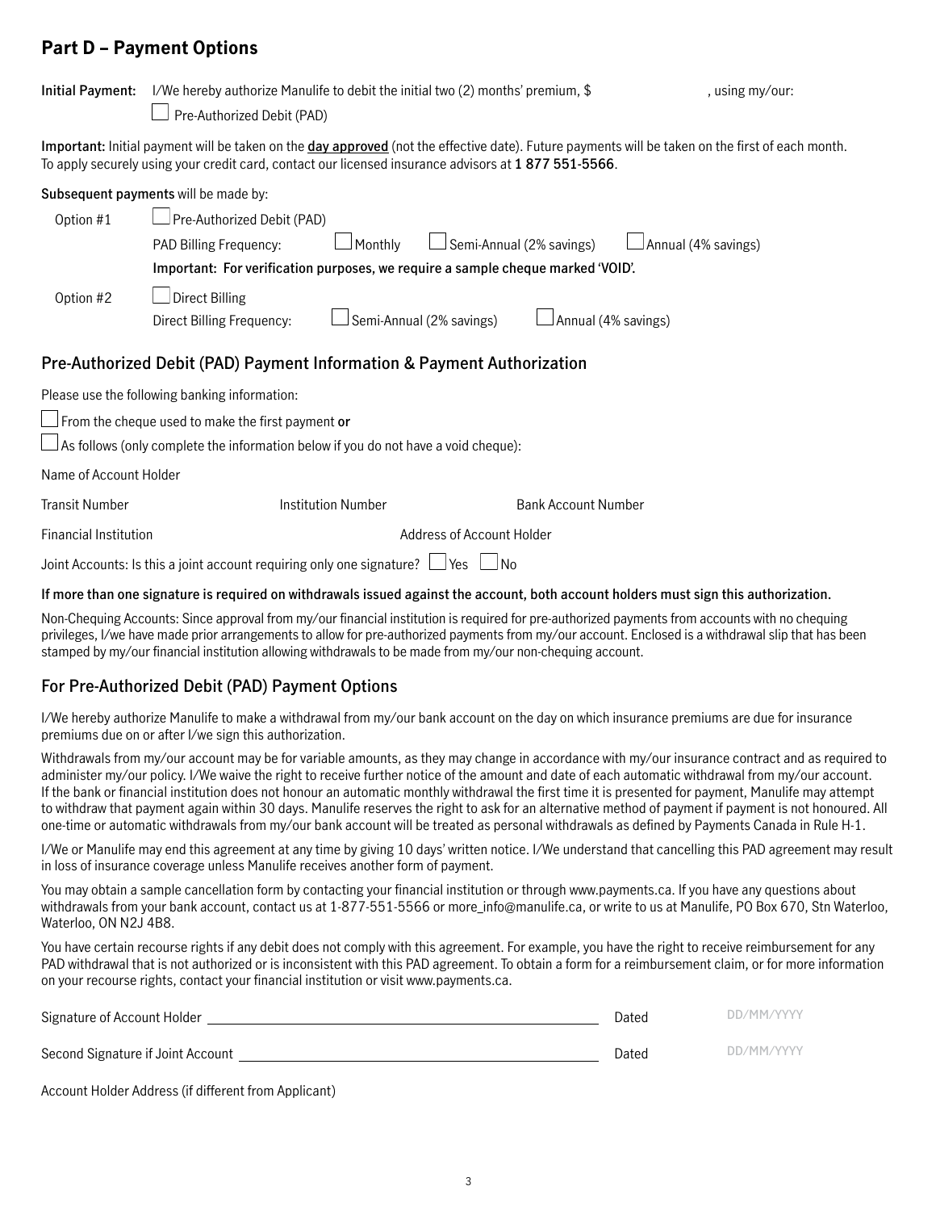## Part D – Payment Options

**Initial Payment:** I/We hereby authorize Manulife to debit the initial two (2) months' premium, $ , using my/our:

☐ Pre-Authorized Debit (PAD)

**Important:** Initial payment will be taken on the **day approved** (not the effective date). Future payments will be taken on the first of each month. To apply securely using your credit card, contact our licensed insurance advisors at **1 877 551-5566**.

**Subsequent payments** will be made by:

Option #1 ☐ Pre-Authorized Debit (PAD)

PAD Billing Frequency: ☐ Monthly ☐ Semi-Annual (2% savings) ☐ Annual (4% savings)

**Important: For verification purposes, we require a sample cheque marked 'VOID'.**

Option #2 ☐ Direct Billing

Direct Billing Frequency: ☐ Semi-Annual (2% savings) ☐ Annual (4% savings)

### Pre-Authorized Debit (PAD) Payment Information & Payment Authorization

Please use the following banking information:

☐ From the cheque used to make the first payment **or**

☐ As follows (only complete the information below if you do not have a void cheque):

Name of Account Holder

Transit Number Institution Number Bank Account Number

Financial Institution Address of Account Holder

Joint Accounts: Is this a joint account requiring only one signature? ☐ Yes ☐ No

**If more than one signature is required on withdrawals issued against the account, both account holders must sign this authorization.**

Non-Chequing Accounts: Since approval from my/our financial institution is required for pre-authorized payments from accounts with no chequing privileges, I/we have made prior arrangements to allow for pre-authorized payments from my/our account. Enclosed is a withdrawal slip that has been stamped by my/our financial institution allowing withdrawals to be made from my/our non-chequing account.

### For Pre-Authorized Debit (PAD) Payment Options

I/We hereby authorize Manulife to make a withdrawal from my/our bank account on the day on which insurance premiums are due for insurance premiums due on or after I/we sign this authorization.

Withdrawals from my/our account may be for variable amounts, as they may change in accordance with my/our insurance contract and as required to administer my/our policy. I/We waive the right to receive further notice of the amount and date of each automatic withdrawal from my/our account. If the bank or financial institution does not honour an automatic monthly withdrawal the first time it is presented for payment, Manulife may attempt to withdraw that payment again within 30 days. Manulife reserves the right to ask for an alternative method of payment if payment is not honoured. All one-time or automatic withdrawals from my/our bank account will be treated as personal withdrawals as defined by Payments Canada in Rule H-1.

I/We or Manulife may end this agreement at any time by giving 10 days' written notice. I/We understand that cancelling this PAD agreement may result in loss of insurance coverage unless Manulife receives another form of payment.

You may obtain a sample cancellation form by contacting your financial institution or through www.payments.ca. If you have any questions about withdrawals from your bank account, contact us at 1-877-551-5566 or more_info@manulife.ca, or write to us at Manulife, PO Box 670, Stn Waterloo, Waterloo, ON N2J 4B8.

You have certain recourse rights if any debit does not comply with this agreement. For example, you have the right to receive reimbursement for any PAD withdrawal that is not authorized or is inconsistent with this PAD agreement. To obtain a form for a reimbursement claim, or for more information on your recourse rights, contact your financial institution or visit www.payments.ca.

Signature of Account Holder ______________________ Dated DD/MM/YYYY

Second Signature if Joint Account ______________________ Dated DD/MM/YYYY

Account Holder Address (if different from Applicant)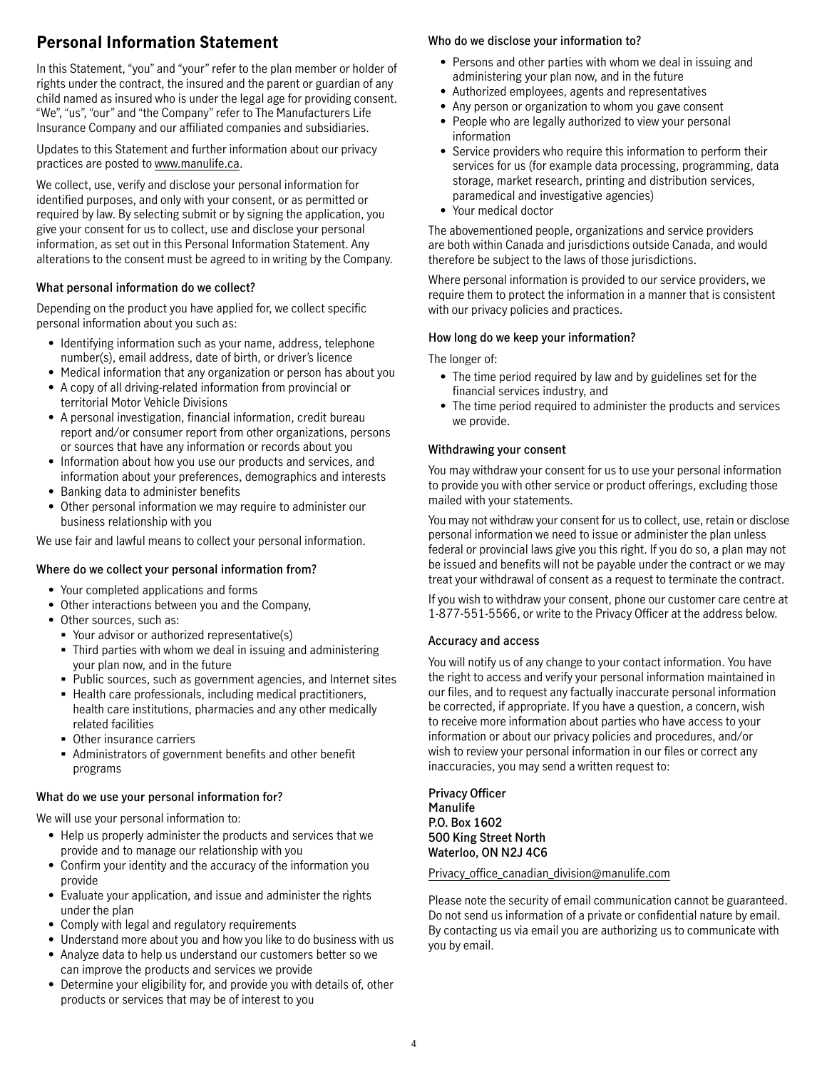## Personal Information Statement

In this Statement, "you" and "your" refer to the plan member or holder of rights under the contract, the insured and the parent or guardian of any child named as insured who is under the legal age for providing consent. "We", "us", "our" and "the Company" refer to The Manufacturers Life Insurance Company and our affiliated companies and subsidiaries.

Updates to this Statement and further information about our privacy practices are posted to www.manulife.ca.

We collect, use, verify and disclose your personal information for identified purposes, and only with your consent, or as permitted or required by law. By selecting submit or by signing the application, you give your consent for us to collect, use and disclose your personal information, as set out in this Personal Information Statement. Any alterations to the consent must be agreed to in writing by the Company.

### What personal information do we collect?

Depending on the product you have applied for, we collect specific personal information about you such as:

- Identifying information such as your name, address, telephone number(s), email address, date of birth, or driver's licence
- Medical information that any organization or person has about you
- A copy of all driving-related information from provincial or territorial Motor Vehicle Divisions
- A personal investigation, financial information, credit bureau report and/or consumer report from other organizations, persons or sources that have any information or records about you
- Information about how you use our products and services, and information about your preferences, demographics and interests
- Banking data to administer benefits
- Other personal information we may require to administer our business relationship with you

We use fair and lawful means to collect your personal information.

### Where do we collect your personal information from?

- Your completed applications and forms
- Other interactions between you and the Company,
- Other sources, such as:
  - Your advisor or authorized representative(s)
  - Third parties with whom we deal in issuing and administering your plan now, and in the future
  - Public sources, such as government agencies, and Internet sites
  - Health care professionals, including medical practitioners, health care institutions, pharmacies and any other medically related facilities
  - Other insurance carriers
  - Administrators of government benefits and other benefit programs

### What do we use your personal information for?

We will use your personal information to:

- Help us properly administer the products and services that we provide and to manage our relationship with you
- Confirm your identity and the accuracy of the information you provide
- Evaluate your application, and issue and administer the rights under the plan
- Comply with legal and regulatory requirements
- Understand more about you and how you like to do business with us
- Analyze data to help us understand our customers better so we can improve the products and services we provide
- Determine your eligibility for, and provide you with details of, other products or services that may be of interest to you

### Who do we disclose your information to?

- Persons and other parties with whom we deal in issuing and administering your plan now, and in the future
- Authorized employees, agents and representatives
- Any person or organization to whom you gave consent
- People who are legally authorized to view your personal information
- Service providers who require this information to perform their services for us (for example data processing, programming, data storage, market research, printing and distribution services, paramedical and investigative agencies)
- Your medical doctor

The abovementioned people, organizations and service providers are both within Canada and jurisdictions outside Canada, and would therefore be subject to the laws of those jurisdictions.

Where personal information is provided to our service providers, we require them to protect the information in a manner that is consistent with our privacy policies and practices.

### How long do we keep your information?

The longer of:

- The time period required by law and by guidelines set for the financial services industry, and
- The time period required to administer the products and services we provide.

### Withdrawing your consent

You may withdraw your consent for us to use your personal information to provide you with other service or product offerings, excluding those mailed with your statements.

You may not withdraw your consent for us to collect, use, retain or disclose personal information we need to issue or administer the plan unless federal or provincial laws give you this right. If you do so, a plan may not be issued and benefits will not be payable under the contract or we may treat your withdrawal of consent as a request to terminate the contract.

If you wish to withdraw your consent, phone our customer care centre at 1-877-551-5566, or write to the Privacy Officer at the address below.

### Accuracy and access

You will notify us of any change to your contact information. You have the right to access and verify your personal information maintained in our files, and to request any factually inaccurate personal information be corrected, if appropriate. If you have a question, a concern, wish to receive more information about parties who have access to your information or about our privacy policies and procedures, and/or wish to review your personal information in our files or correct any inaccuracies, you may send a written request to:

**Privacy Officer**
**Manulife**
**P.O. Box 1602**
**500 King Street North**
**Waterloo, ON N2J 4C6**

Privacy_office_canadian_division@manulife.com

Please note the security of email communication cannot be guaranteed. Do not send us information of a private or confidential nature by email. By contacting us via email you are authorizing us to communicate with you by email.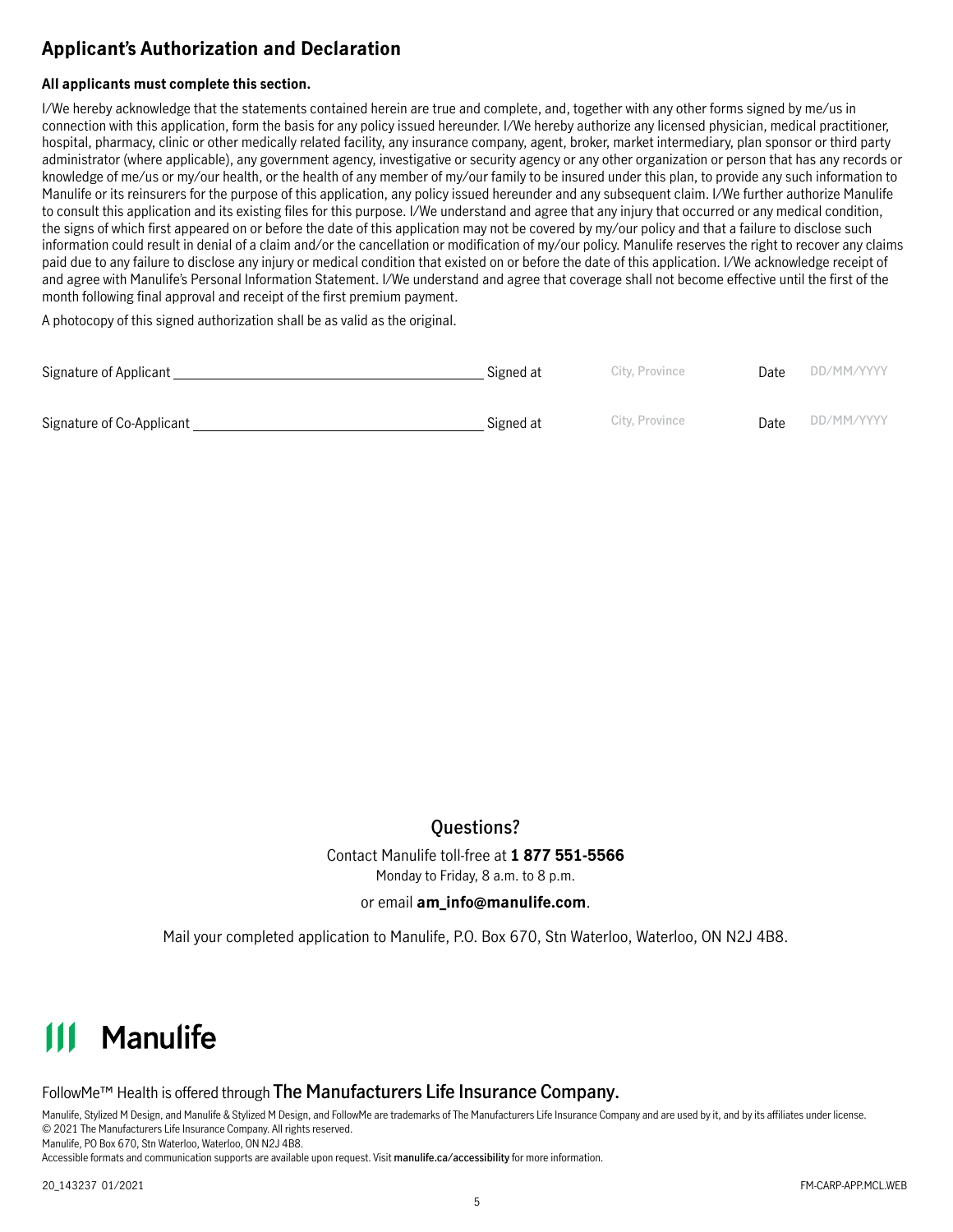## Applicant's Authorization and Declaration

**All applicants must complete this section.**

I/We hereby acknowledge that the statements contained herein are true and complete, and, together with any other forms signed by me/us in connection with this application, form the basis for any policy issued hereunder. I/We hereby authorize any licensed physician, medical practitioner, hospital, pharmacy, clinic or other medically related facility, any insurance company, agent, broker, market intermediary, plan sponsor or third party administrator (where applicable), any government agency, investigative or security agency or any other organization or person that has any records or knowledge of me/us or my/our health, or the health of any member of my/our family to be insured under this plan, to provide any such information to Manulife or its reinsurers for the purpose of this application, any policy issued hereunder and any subsequent claim. I/We further authorize Manulife to consult this application and its existing files for this purpose. I/We understand and agree that any injury that occurred or any medical condition, the signs of which first appeared on or before the date of this application may not be covered by my/our policy and that a failure to disclose such information could result in denial of a claim and/or the cancellation or modification of my/our policy. Manulife reserves the right to recover any claims paid due to any failure to disclose any injury or medical condition that existed on or before the date of this application. I/We acknowledge receipt of and agree with Manulife's Personal Information Statement. I/We understand and agree that coverage shall not become effective until the first of the month following final approval and receipt of the first premium payment.

A photocopy of this signed authorization shall be as valid as the original.

Signature of Applicant ______________________________ Signed at City, Province Date DD/MM/YYYY

Signature of Co-Applicant ______________________________ Signed at City, Province Date DD/MM/YYYY

### Questions?

Contact Manulife toll-free at **1 877 551-5566**
Monday to Friday, 8 a.m. to 8 p.m.

or email **am_info@manulife.com**.

Mail your completed application to Manulife, P.O. Box 670, Stn Waterloo, Waterloo, ON N2J 4B8.

Manulife

FollowMe™ Health is offered through The Manufacturers Life Insurance Company.

Manulife, Stylized M Design, and Manulife & Stylized M Design, and FollowMe are trademarks of The Manufacturers Life Insurance Company and are used by it, and by its affiliates under license.
© 2021 The Manufacturers Life Insurance Company. All rights reserved.
Manulife, PO Box 670, Stn Waterloo, Waterloo, ON N2J 4B8.
Accessible formats and communication supports are available upon request. Visit **manulife.ca/accessibility** for more information.

20_143237 01/2021

FM-CARP-APP.MCL.WEB